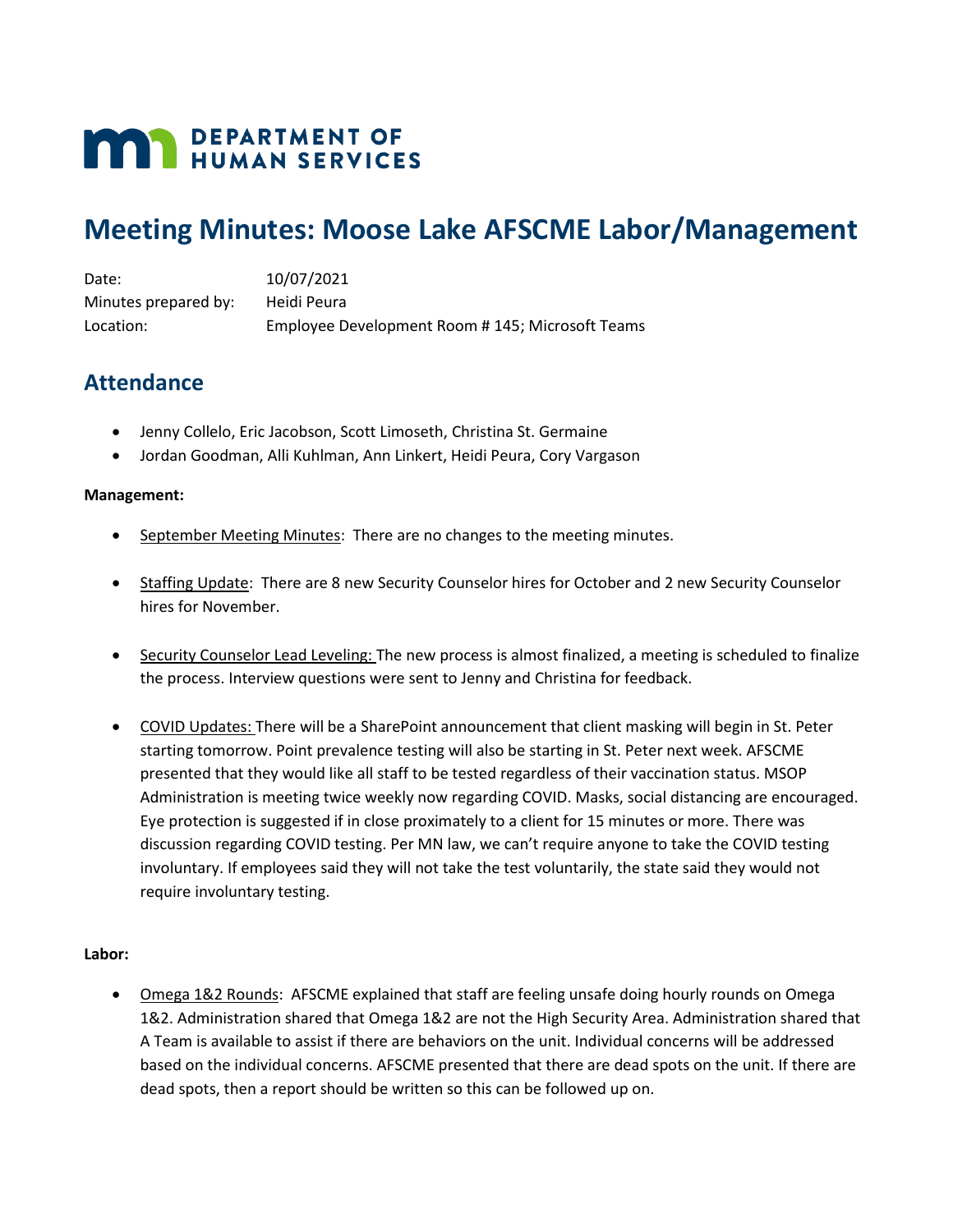**DEPARTMENT OF HUMAN SERVICES**

# Meeting Minutes: Moose Lake AFSCME Labor/Management

Date: 10/07/2021
Minutes prepared by: Heidi Peura
Location: Employee Development Room # 145; Microsoft Teams

## Attendance

- Jenny Collelo, Eric Jacobson, Scott Limoseth, Christina St. Germaine
- Jordan Goodman, Alli Kuhlman, Ann Linkert, Heidi Peura, Cory Vargason

**Management:**

- September Meeting Minutes: There are no changes to the meeting minutes.
- Staffing Update: There are 8 new Security Counselor hires for October and 2 new Security Counselor hires for November.
- Security Counselor Lead Leveling: The new process is almost finalized, a meeting is scheduled to finalize the process. Interview questions were sent to Jenny and Christina for feedback.
- COVID Updates: There will be a SharePoint announcement that client masking will begin in St. Peter starting tomorrow. Point prevalence testing will also be starting in St. Peter next week. AFSCME presented that they would like all staff to be tested regardless of their vaccination status. MSOP Administration is meeting twice weekly now regarding COVID. Masks, social distancing are encouraged. Eye protection is suggested if in close proximately to a client for 15 minutes or more. There was discussion regarding COVID testing. Per MN law, we can't require anyone to take the COVID testing involuntary. If employees said they will not take the test voluntarily, the state said they would not require involuntary testing.

**Labor:**

- Omega 1&2 Rounds: AFSCME explained that staff are feeling unsafe doing hourly rounds on Omega 1&2. Administration shared that Omega 1&2 are not the High Security Area. Administration shared that A Team is available to assist if there are behaviors on the unit. Individual concerns will be addressed based on the individual concerns. AFSCME presented that there are dead spots on the unit. If there are dead spots, then a report should be written so this can be followed up on.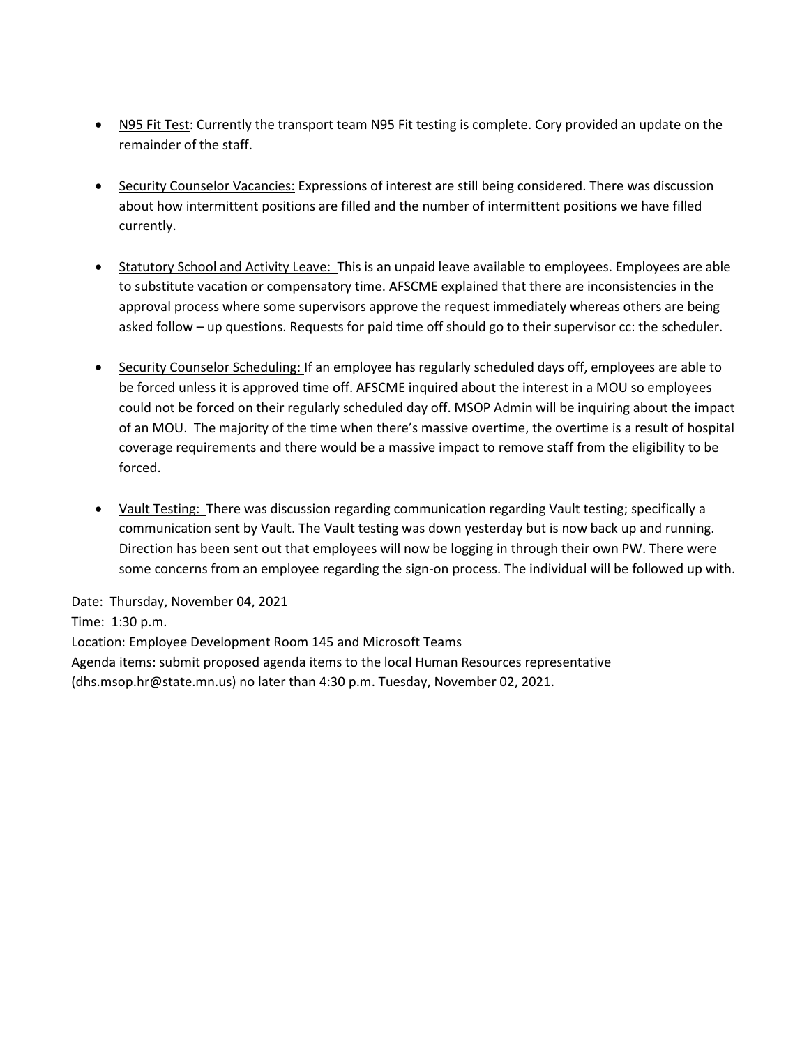- N95 Fit Test: Currently the transport team N95 Fit testing is complete. Cory provided an update on the remainder of the staff.

- Security Counselor Vacancies: Expressions of interest are still being considered. There was discussion about how intermittent positions are filled and the number of intermittent positions we have filled currently.

- Statutory School and Activity Leave: This is an unpaid leave available to employees. Employees are able to substitute vacation or compensatory time. AFSCME explained that there are inconsistencies in the approval process where some supervisors approve the request immediately whereas others are being asked follow – up questions. Requests for paid time off should go to their supervisor cc: the scheduler.

- Security Counselor Scheduling: If an employee has regularly scheduled days off, employees are able to be forced unless it is approved time off. AFSCME inquired about the interest in a MOU so employees could not be forced on their regularly scheduled day off. MSOP Admin will be inquiring about the impact of an MOU. The majority of the time when there's massive overtime, the overtime is a result of hospital coverage requirements and there would be a massive impact to remove staff from the eligibility to be forced.

- Vault Testing: There was discussion regarding communication regarding Vault testing; specifically a communication sent by Vault. The Vault testing was down yesterday but is now back up and running. Direction has been sent out that employees will now be logging in through their own PW. There were some concerns from an employee regarding the sign-on process. The individual will be followed up with.

Date: Thursday, November 04, 2021
Time: 1:30 p.m.
Location: Employee Development Room 145 and Microsoft Teams
Agenda items: submit proposed agenda items to the local Human Resources representative (dhs.msop.hr@state.mn.us) no later than 4:30 p.m. Tuesday, November 02, 2021.